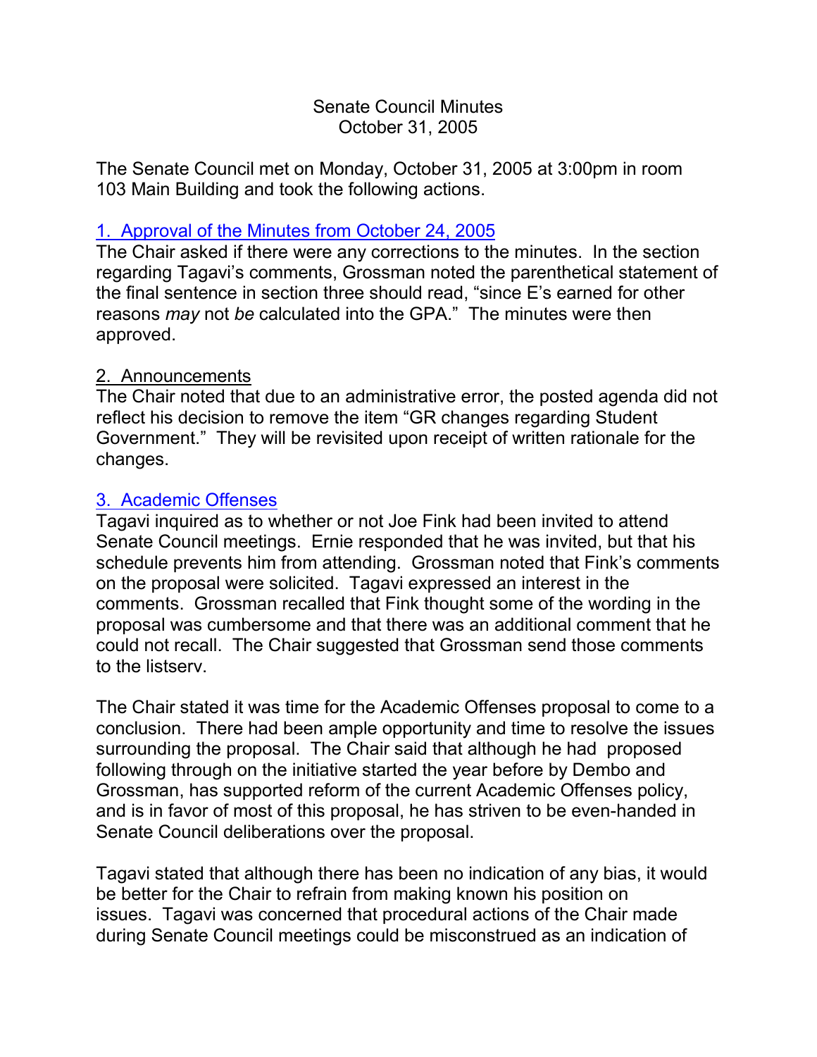Senate Council Minutes
October 31, 2005

The Senate Council met on Monday, October 31, 2005 at 3:00pm in room 103 Main Building and took the following actions.

[1. Approval of the Minutes from October 24, 2005](#)

The Chair asked if there were any corrections to the minutes. In the section regarding Tagavi's comments, Grossman noted the parenthetical statement of the final sentence in section three should read, "since E's earned for other reasons *may* not *be* calculated into the GPA." The minutes were then approved.

2. Announcements

The Chair noted that due to an administrative error, the posted agenda did not reflect his decision to remove the item "GR changes regarding Student Government." They will be revisited upon receipt of written rationale for the changes.

[3. Academic Offenses](#)

Tagavi inquired as to whether or not Joe Fink had been invited to attend Senate Council meetings. Ernie responded that he was invited, but that his schedule prevents him from attending. Grossman noted that Fink's comments on the proposal were solicited. Tagavi expressed an interest in the comments. Grossman recalled that Fink thought some of the wording in the proposal was cumbersome and that there was an additional comment that he could not recall. The Chair suggested that Grossman send those comments to the listserv.

The Chair stated it was time for the Academic Offenses proposal to come to a conclusion. There had been ample opportunity and time to resolve the issues surrounding the proposal. The Chair said that although he had proposed following through on the initiative started the year before by Dembo and Grossman, has supported reform of the current Academic Offenses policy, and is in favor of most of this proposal, he has striven to be even-handed in Senate Council deliberations over the proposal.

Tagavi stated that although there has been no indication of any bias, it would be better for the Chair to refrain from making known his position on issues. Tagavi was concerned that procedural actions of the Chair made during Senate Council meetings could be misconstrued as an indication of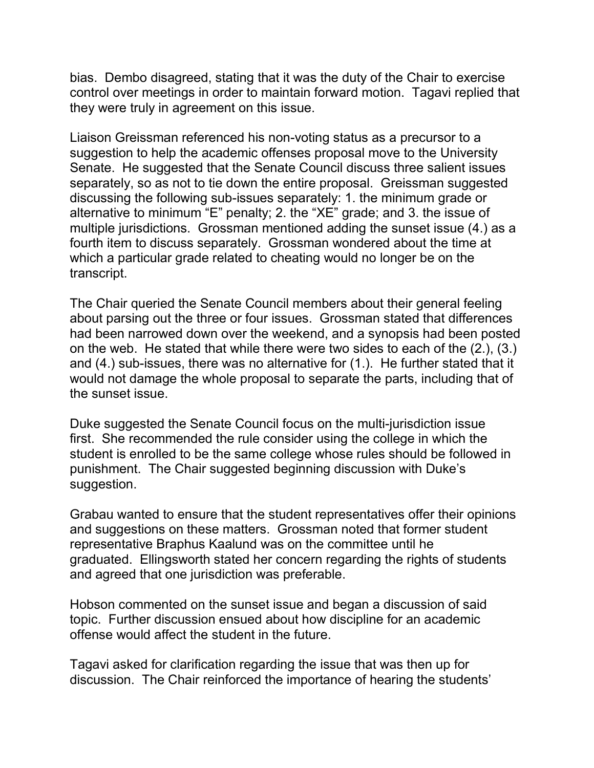bias. Dembo disagreed, stating that it was the duty of the Chair to exercise control over meetings in order to maintain forward motion. Tagavi replied that they were truly in agreement on this issue.

Liaison Greissman referenced his non-voting status as a precursor to a suggestion to help the academic offenses proposal move to the University Senate. He suggested that the Senate Council discuss three salient issues separately, so as not to tie down the entire proposal. Greissman suggested discussing the following sub-issues separately: 1. the minimum grade or alternative to minimum "E" penalty; 2. the "XE" grade; and 3. the issue of multiple jurisdictions. Grossman mentioned adding the sunset issue (4.) as a fourth item to discuss separately. Grossman wondered about the time at which a particular grade related to cheating would no longer be on the transcript.

The Chair queried the Senate Council members about their general feeling about parsing out the three or four issues. Grossman stated that differences had been narrowed down over the weekend, and a synopsis had been posted on the web. He stated that while there were two sides to each of the (2.), (3.) and (4.) sub-issues, there was no alternative for (1.). He further stated that it would not damage the whole proposal to separate the parts, including that of the sunset issue.

Duke suggested the Senate Council focus on the multi-jurisdiction issue first. She recommended the rule consider using the college in which the student is enrolled to be the same college whose rules should be followed in punishment. The Chair suggested beginning discussion with Duke's suggestion.

Grabau wanted to ensure that the student representatives offer their opinions and suggestions on these matters. Grossman noted that former student representative Braphus Kaalund was on the committee until he graduated. Ellingsworth stated her concern regarding the rights of students and agreed that one jurisdiction was preferable.

Hobson commented on the sunset issue and began a discussion of said topic. Further discussion ensued about how discipline for an academic offense would affect the student in the future.

Tagavi asked for clarification regarding the issue that was then up for discussion. The Chair reinforced the importance of hearing the students'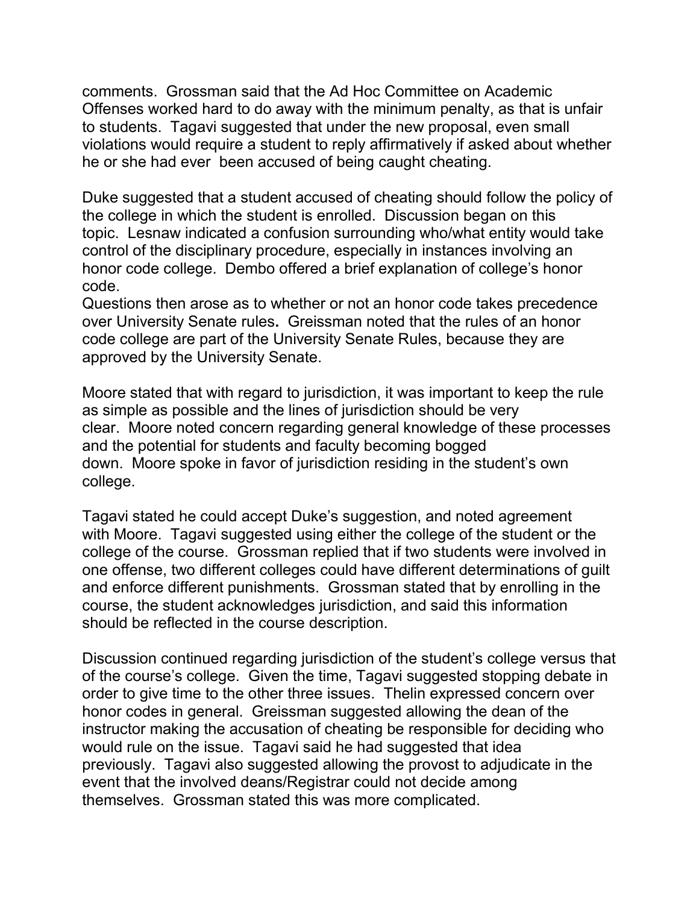comments. Grossman said that the Ad Hoc Committee on Academic Offenses worked hard to do away with the minimum penalty, as that is unfair to students. Tagavi suggested that under the new proposal, even small violations would require a student to reply affirmatively if asked about whether he or she had ever been accused of being caught cheating.

Duke suggested that a student accused of cheating should follow the policy of the college in which the student is enrolled. Discussion began on this topic. Lesnaw indicated a confusion surrounding who/what entity would take control of the disciplinary procedure, especially in instances involving an honor code college. Dembo offered a brief explanation of college's honor code.

Questions then arose as to whether or not an honor code takes precedence over University Senate rules**.** Greissman noted that the rules of an honor code college are part of the University Senate Rules, because they are approved by the University Senate.

Moore stated that with regard to jurisdiction, it was important to keep the rule as simple as possible and the lines of jurisdiction should be very clear. Moore noted concern regarding general knowledge of these processes and the potential for students and faculty becoming bogged down. Moore spoke in favor of jurisdiction residing in the student's own college.

Tagavi stated he could accept Duke's suggestion, and noted agreement with Moore. Tagavi suggested using either the college of the student or the college of the course. Grossman replied that if two students were involved in one offense, two different colleges could have different determinations of guilt and enforce different punishments. Grossman stated that by enrolling in the course, the student acknowledges jurisdiction, and said this information should be reflected in the course description.

Discussion continued regarding jurisdiction of the student's college versus that of the course's college. Given the time, Tagavi suggested stopping debate in order to give time to the other three issues. Thelin expressed concern over honor codes in general. Greissman suggested allowing the dean of the instructor making the accusation of cheating be responsible for deciding who would rule on the issue. Tagavi said he had suggested that idea previously. Tagavi also suggested allowing the provost to adjudicate in the event that the involved deans/Registrar could not decide among themselves. Grossman stated this was more complicated.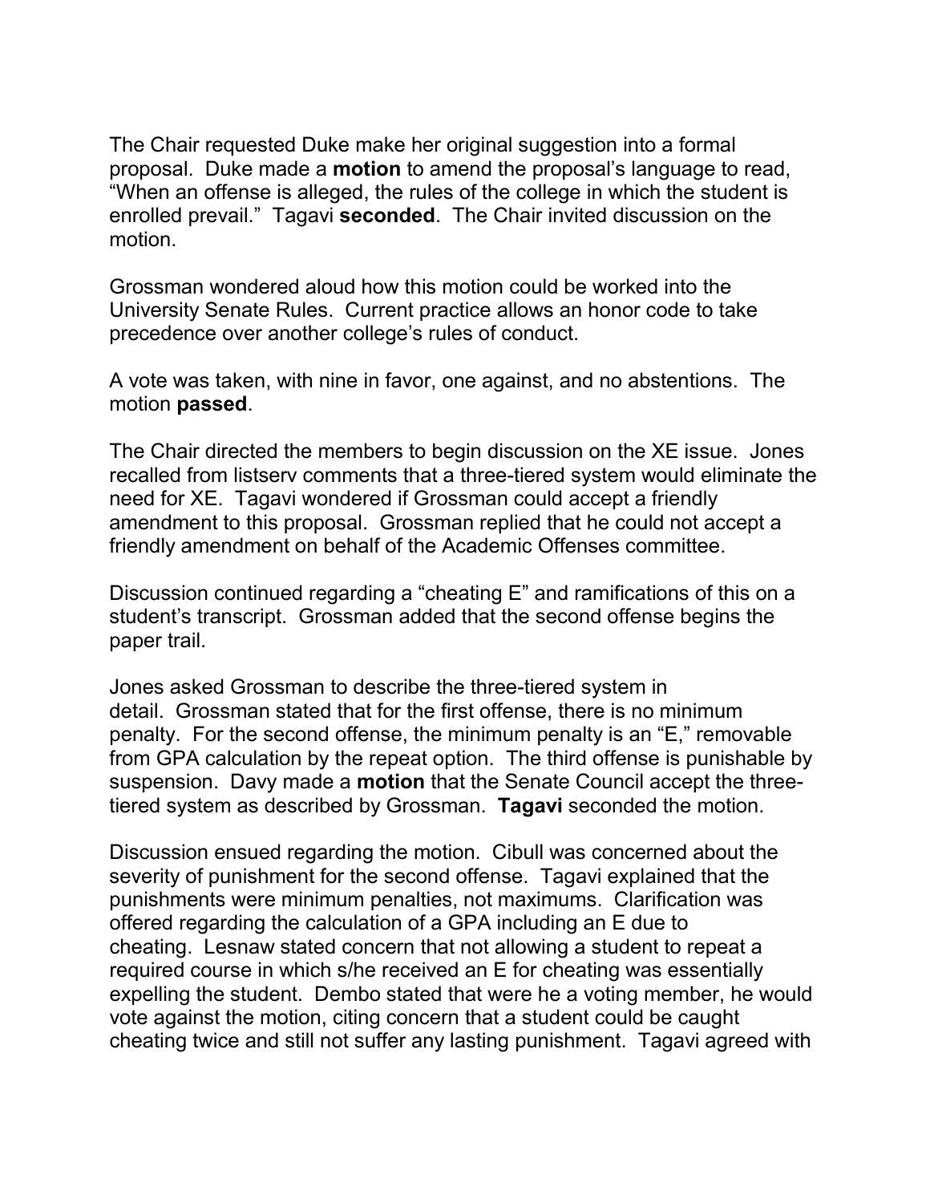The Chair requested Duke make her original suggestion into a formal proposal. Duke made a **motion** to amend the proposal's language to read, "When an offense is alleged, the rules of the college in which the student is enrolled prevail." Tagavi **seconded**. The Chair invited discussion on the motion.

Grossman wondered aloud how this motion could be worked into the University Senate Rules. Current practice allows an honor code to take precedence over another college's rules of conduct.

A vote was taken, with nine in favor, one against, and no abstentions. The motion **passed**.

The Chair directed the members to begin discussion on the XE issue. Jones recalled from listserv comments that a three-tiered system would eliminate the need for XE. Tagavi wondered if Grossman could accept a friendly amendment to this proposal. Grossman replied that he could not accept a friendly amendment on behalf of the Academic Offenses committee.

Discussion continued regarding a "cheating E" and ramifications of this on a student's transcript. Grossman added that the second offense begins the paper trail.

Jones asked Grossman to describe the three-tiered system in detail. Grossman stated that for the first offense, there is no minimum penalty. For the second offense, the minimum penalty is an "E," removable from GPA calculation by the repeat option. The third offense is punishable by suspension. Davy made a **motion** that the Senate Council accept the three-tiered system as described by Grossman. **Tagavi** seconded the motion.

Discussion ensued regarding the motion. Cibull was concerned about the severity of punishment for the second offense. Tagavi explained that the punishments were minimum penalties, not maximums. Clarification was offered regarding the calculation of a GPA including an E due to cheating. Lesnaw stated concern that not allowing a student to repeat a required course in which s/he received an E for cheating was essentially expelling the student. Dembo stated that were he a voting member, he would vote against the motion, citing concern that a student could be caught cheating twice and still not suffer any lasting punishment. Tagavi agreed with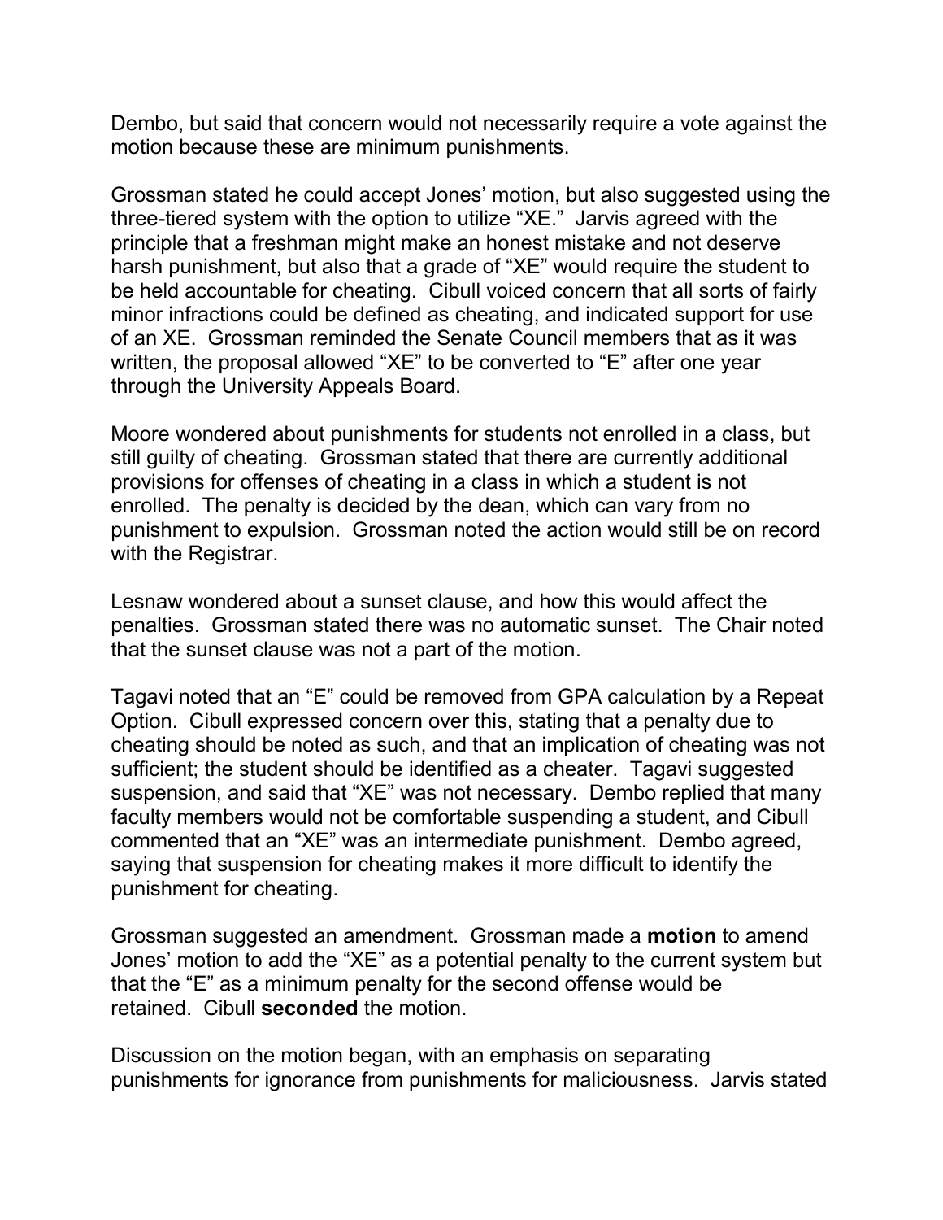Dembo, but said that concern would not necessarily require a vote against the motion because these are minimum punishments.

Grossman stated he could accept Jones' motion, but also suggested using the three-tiered system with the option to utilize "XE." Jarvis agreed with the principle that a freshman might make an honest mistake and not deserve harsh punishment, but also that a grade of "XE" would require the student to be held accountable for cheating. Cibull voiced concern that all sorts of fairly minor infractions could be defined as cheating, and indicated support for use of an XE. Grossman reminded the Senate Council members that as it was written, the proposal allowed "XE" to be converted to "E" after one year through the University Appeals Board.

Moore wondered about punishments for students not enrolled in a class, but still guilty of cheating. Grossman stated that there are currently additional provisions for offenses of cheating in a class in which a student is not enrolled. The penalty is decided by the dean, which can vary from no punishment to expulsion. Grossman noted the action would still be on record with the Registrar.

Lesnaw wondered about a sunset clause, and how this would affect the penalties. Grossman stated there was no automatic sunset. The Chair noted that the sunset clause was not a part of the motion.

Tagavi noted that an "E" could be removed from GPA calculation by a Repeat Option. Cibull expressed concern over this, stating that a penalty due to cheating should be noted as such, and that an implication of cheating was not sufficient; the student should be identified as a cheater. Tagavi suggested suspension, and said that "XE" was not necessary. Dembo replied that many faculty members would not be comfortable suspending a student, and Cibull commented that an "XE" was an intermediate punishment. Dembo agreed, saying that suspension for cheating makes it more difficult to identify the punishment for cheating.

Grossman suggested an amendment. Grossman made a **motion** to amend Jones' motion to add the "XE" as a potential penalty to the current system but that the "E" as a minimum penalty for the second offense would be retained. Cibull **seconded** the motion.

Discussion on the motion began, with an emphasis on separating punishments for ignorance from punishments for maliciousness. Jarvis stated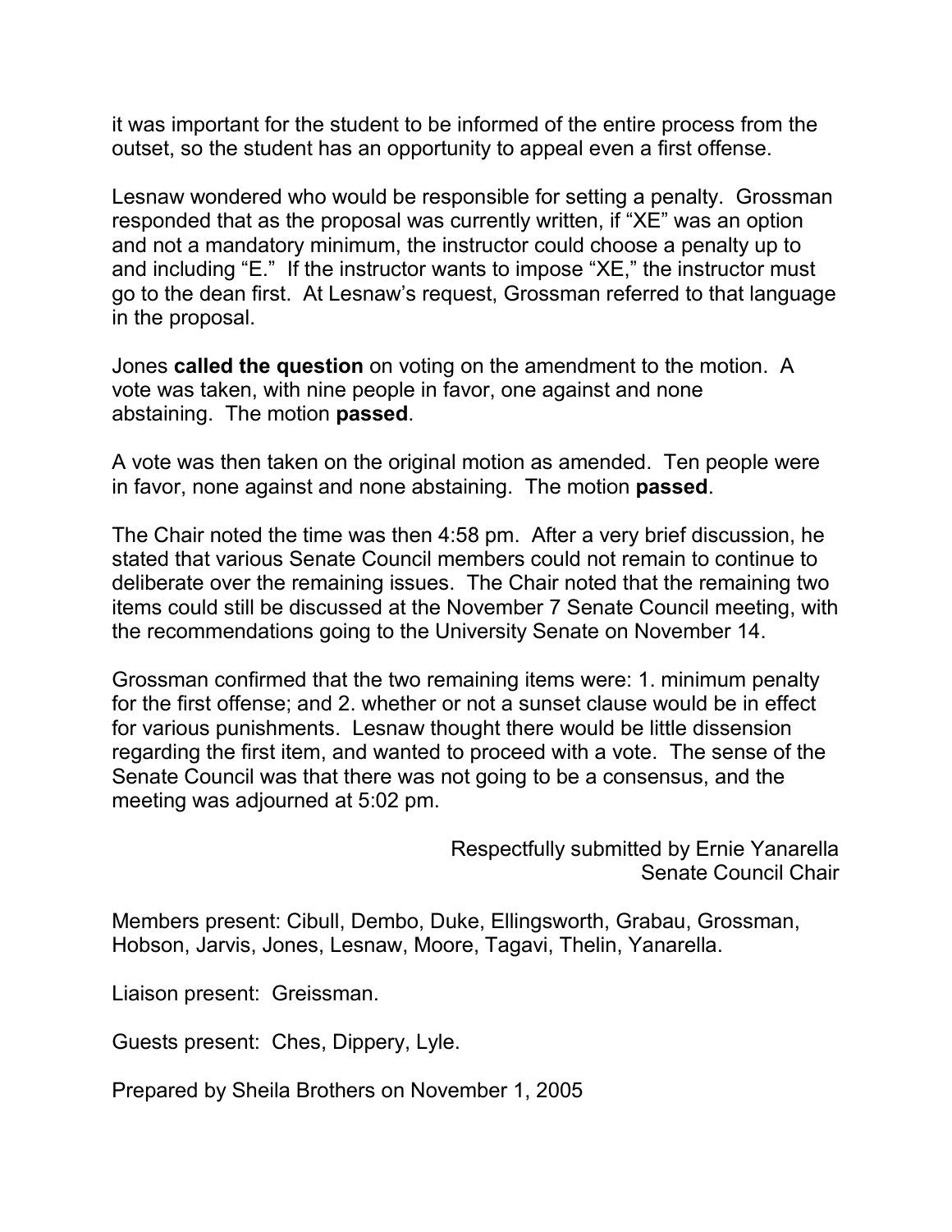it was important for the student to be informed of the entire process from the outset, so the student has an opportunity to appeal even a first offense.

Lesnaw wondered who would be responsible for setting a penalty. Grossman responded that as the proposal was currently written, if "XE" was an option and not a mandatory minimum, the instructor could choose a penalty up to and including "E." If the instructor wants to impose "XE," the instructor must go to the dean first. At Lesnaw's request, Grossman referred to that language in the proposal.

Jones **called the question** on voting on the amendment to the motion. A vote was taken, with nine people in favor, one against and none abstaining. The motion **passed**.

A vote was then taken on the original motion as amended. Ten people were in favor, none against and none abstaining. The motion **passed**.

The Chair noted the time was then 4:58 pm. After a very brief discussion, he stated that various Senate Council members could not remain to continue to deliberate over the remaining issues. The Chair noted that the remaining two items could still be discussed at the November 7 Senate Council meeting, with the recommendations going to the University Senate on November 14.

Grossman confirmed that the two remaining items were: 1. minimum penalty for the first offense; and 2. whether or not a sunset clause would be in effect for various punishments. Lesnaw thought there would be little dissension regarding the first item, and wanted to proceed with a vote. The sense of the Senate Council was that there was not going to be a consensus, and the meeting was adjourned at 5:02 pm.

Respectfully submitted by Ernie Yanarella
Senate Council Chair

Members present: Cibull, Dembo, Duke, Ellingsworth, Grabau, Grossman, Hobson, Jarvis, Jones, Lesnaw, Moore, Tagavi, Thelin, Yanarella.

Liaison present: Greissman.

Guests present: Ches, Dippery, Lyle.

Prepared by Sheila Brothers on November 1, 2005